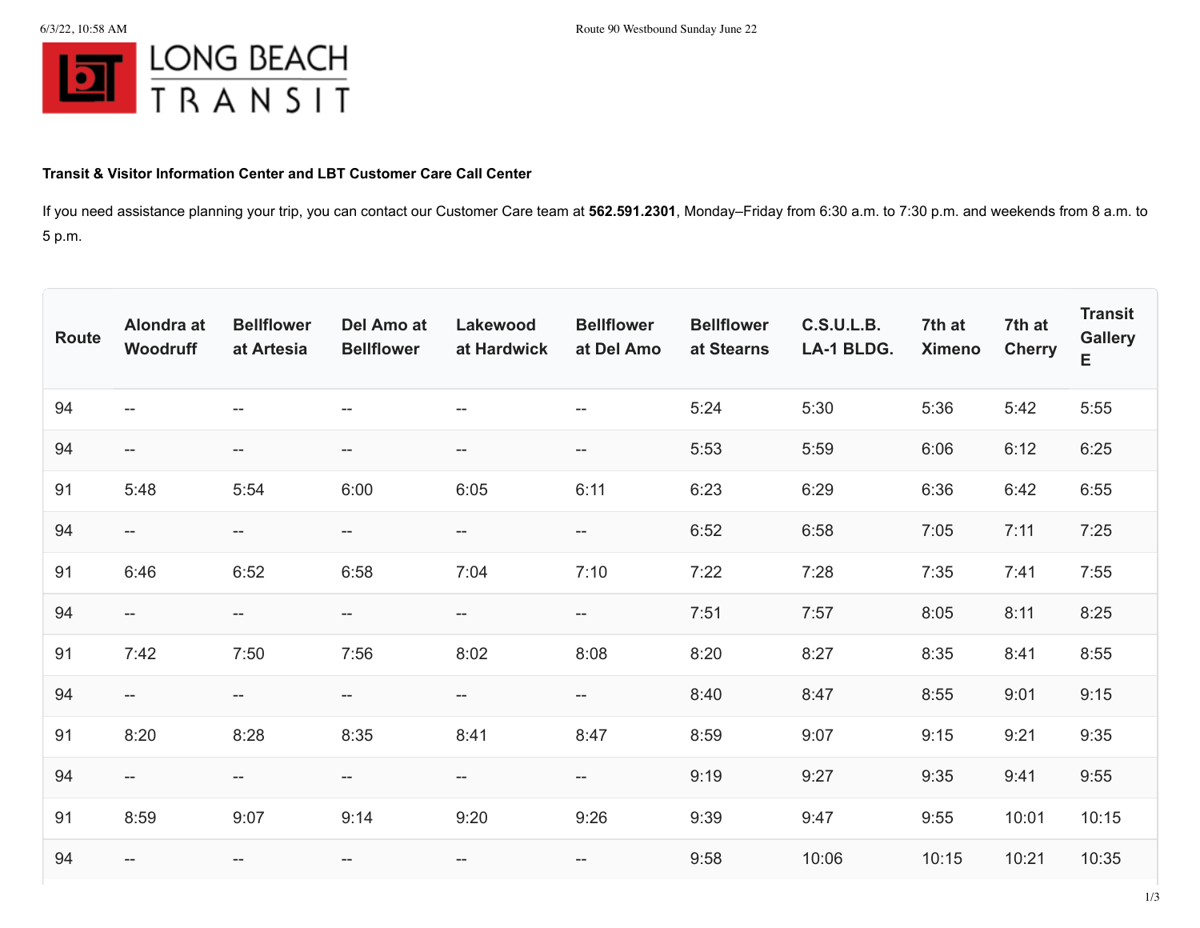LONG BEACH TRANSIT

**Transit & Visitor Information Center and LBT Customer Care Call Center**

If you need assistance planning your trip, you can contact our Customer Care team at **562.591.2301**, Monday–Friday from 6:30 a.m. to 7:30 p.m. and weekends from 8 a.m. to 5 p.m.

| Route | Alondra at Woodruff | Bellflower at Artesia | Del Amo at Bellflower | Lakewood at Hardwick | Bellflower at Del Amo | Bellflower at Stearns | C.S.U.L.B. LA-1 BLDG. | 7th at Ximeno | 7th at Cherry | Transit Gallery E |
|---|---|---|---|---|---|---|---|---|---|---|
| 94 | -- | -- | -- | -- | -- | 5:24 | 5:30 | 5:36 | 5:42 | 5:55 |
| 94 | -- | -- | -- | -- | -- | 5:53 | 5:59 | 6:06 | 6:12 | 6:25 |
| 91 | 5:48 | 5:54 | 6:00 | 6:05 | 6:11 | 6:23 | 6:29 | 6:36 | 6:42 | 6:55 |
| 94 | -- | -- | -- | -- | -- | 6:52 | 6:58 | 7:05 | 7:11 | 7:25 |
| 91 | 6:46 | 6:52 | 6:58 | 7:04 | 7:10 | 7:22 | 7:28 | 7:35 | 7:41 | 7:55 |
| 94 | -- | -- | -- | -- | -- | 7:51 | 7:57 | 8:05 | 8:11 | 8:25 |
| 91 | 7:42 | 7:50 | 7:56 | 8:02 | 8:08 | 8:20 | 8:27 | 8:35 | 8:41 | 8:55 |
| 94 | -- | -- | -- | -- | -- | 8:40 | 8:47 | 8:55 | 9:01 | 9:15 |
| 91 | 8:20 | 8:28 | 8:35 | 8:41 | 8:47 | 8:59 | 9:07 | 9:15 | 9:21 | 9:35 |
| 94 | -- | -- | -- | -- | -- | 9:19 | 9:27 | 9:35 | 9:41 | 9:55 |
| 91 | 8:59 | 9:07 | 9:14 | 9:20 | 9:26 | 9:39 | 9:47 | 9:55 | 10:01 | 10:15 |
| 94 | -- | -- | -- | -- | -- | 9:58 | 10:06 | 10:15 | 10:21 | 10:35 |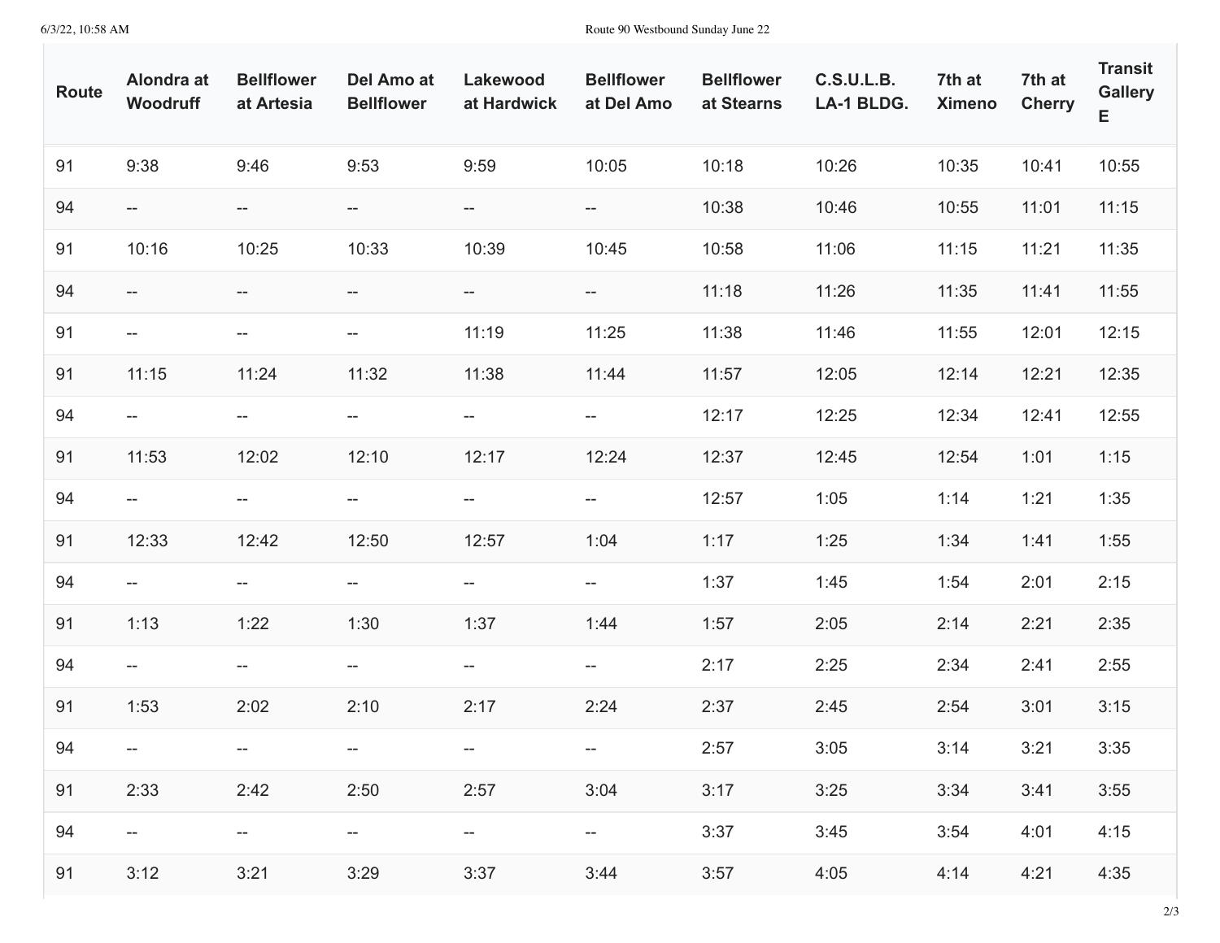| Route | Alondra at Woodruff | Bellflower at Artesia | Del Amo at Bellflower | Lakewood at Hardwick | Bellflower at Del Amo | Bellflower at Stearns | C.S.U.L.B. LA-1 BLDG. | 7th at Ximeno | 7th at Cherry | Transit Gallery E |
|---|---|---|---|---|---|---|---|---|---|---|
| 91 | 9:38 | 9:46 | 9:53 | 9:59 | 10:05 | 10:18 | 10:26 | 10:35 | 10:41 | 10:55 |
| 94 | -- | -- | -- | -- | -- | 10:38 | 10:46 | 10:55 | 11:01 | 11:15 |
| 91 | 10:16 | 10:25 | 10:33 | 10:39 | 10:45 | 10:58 | 11:06 | 11:15 | 11:21 | 11:35 |
| 94 | -- | -- | -- | -- | -- | 11:18 | 11:26 | 11:35 | 11:41 | 11:55 |
| 91 | -- | -- | -- | 11:19 | 11:25 | 11:38 | 11:46 | 11:55 | 12:01 | 12:15 |
| 91 | 11:15 | 11:24 | 11:32 | 11:38 | 11:44 | 11:57 | 12:05 | 12:14 | 12:21 | 12:35 |
| 94 | -- | -- | -- | -- | -- | 12:17 | 12:25 | 12:34 | 12:41 | 12:55 |
| 91 | 11:53 | 12:02 | 12:10 | 12:17 | 12:24 | 12:37 | 12:45 | 12:54 | 1:01 | 1:15 |
| 94 | -- | -- | -- | -- | -- | 12:57 | 1:05 | 1:14 | 1:21 | 1:35 |
| 91 | 12:33 | 12:42 | 12:50 | 12:57 | 1:04 | 1:17 | 1:25 | 1:34 | 1:41 | 1:55 |
| 94 | -- | -- | -- | -- | -- | 1:37 | 1:45 | 1:54 | 2:01 | 2:15 |
| 91 | 1:13 | 1:22 | 1:30 | 1:37 | 1:44 | 1:57 | 2:05 | 2:14 | 2:21 | 2:35 |
| 94 | -- | -- | -- | -- | -- | 2:17 | 2:25 | 2:34 | 2:41 | 2:55 |
| 91 | 1:53 | 2:02 | 2:10 | 2:17 | 2:24 | 2:37 | 2:45 | 2:54 | 3:01 | 3:15 |
| 94 | -- | -- | -- | -- | -- | 2:57 | 3:05 | 3:14 | 3:21 | 3:35 |
| 91 | 2:33 | 2:42 | 2:50 | 2:57 | 3:04 | 3:17 | 3:25 | 3:34 | 3:41 | 3:55 |
| 94 | -- | -- | -- | -- | -- | 3:37 | 3:45 | 3:54 | 4:01 | 4:15 |
| 91 | 3:12 | 3:21 | 3:29 | 3:37 | 3:44 | 3:57 | 4:05 | 4:14 | 4:21 | 4:35 |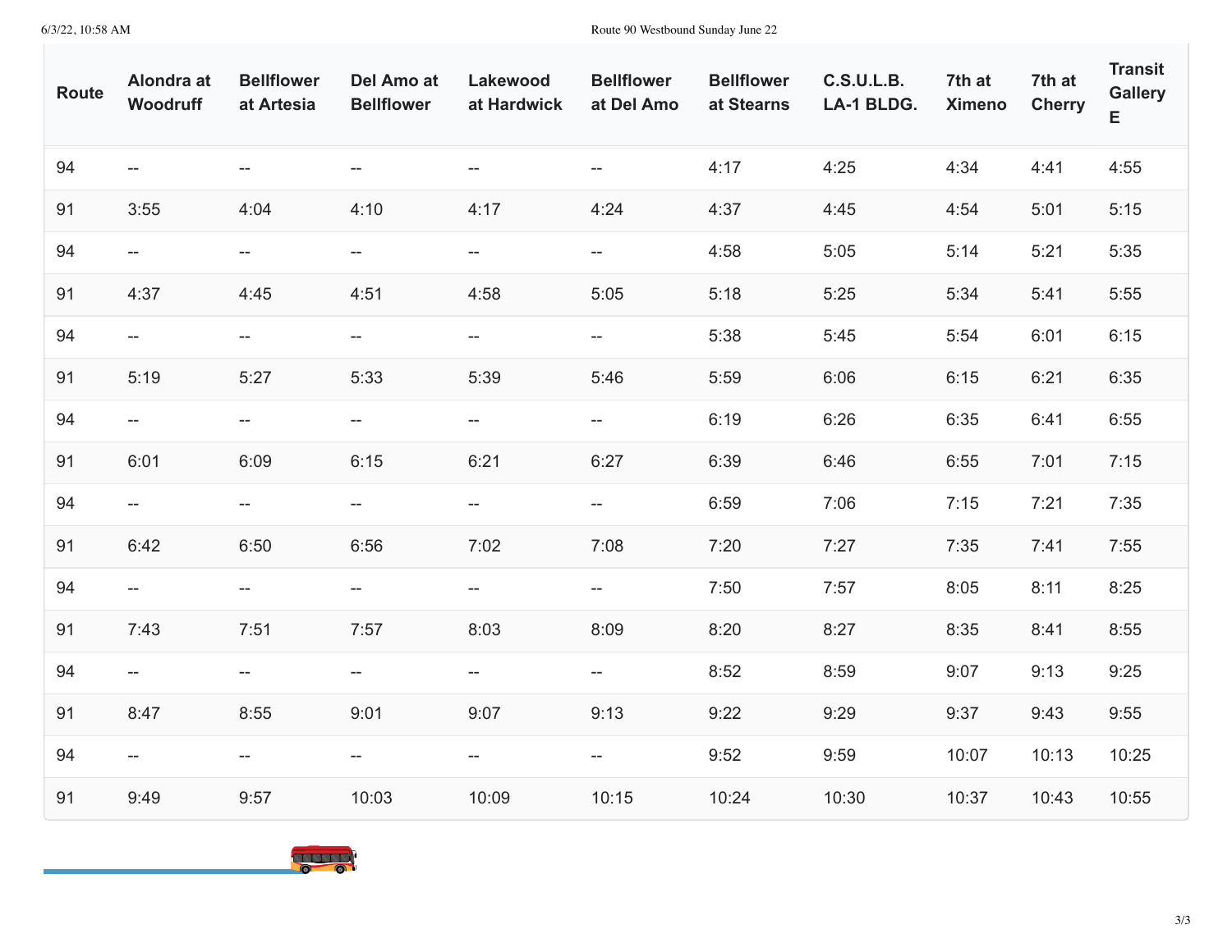| Route | Alondra at Woodruff | Bellflower at Artesia | Del Amo at Bellflower | Lakewood at Hardwick | Bellflower at Del Amo | Bellflower at Stearns | C.S.U.L.B. LA-1 BLDG. | 7th at Ximeno | 7th at Cherry | Transit Gallery E |
|---|---|---|---|---|---|---|---|---|---|---|
| 94 | -- | -- | -- | -- | -- | 4:17 | 4:25 | 4:34 | 4:41 | 4:55 |
| 91 | 3:55 | 4:04 | 4:10 | 4:17 | 4:24 | 4:37 | 4:45 | 4:54 | 5:01 | 5:15 |
| 94 | -- | -- | -- | -- | -- | 4:58 | 5:05 | 5:14 | 5:21 | 5:35 |
| 91 | 4:37 | 4:45 | 4:51 | 4:58 | 5:05 | 5:18 | 5:25 | 5:34 | 5:41 | 5:55 |
| 94 | -- | -- | -- | -- | -- | 5:38 | 5:45 | 5:54 | 6:01 | 6:15 |
| 91 | 5:19 | 5:27 | 5:33 | 5:39 | 5:46 | 5:59 | 6:06 | 6:15 | 6:21 | 6:35 |
| 94 | -- | -- | -- | -- | -- | 6:19 | 6:26 | 6:35 | 6:41 | 6:55 |
| 91 | 6:01 | 6:09 | 6:15 | 6:21 | 6:27 | 6:39 | 6:46 | 6:55 | 7:01 | 7:15 |
| 94 | -- | -- | -- | -- | -- | 6:59 | 7:06 | 7:15 | 7:21 | 7:35 |
| 91 | 6:42 | 6:50 | 6:56 | 7:02 | 7:08 | 7:20 | 7:27 | 7:35 | 7:41 | 7:55 |
| 94 | -- | -- | -- | -- | -- | 7:50 | 7:57 | 8:05 | 8:11 | 8:25 |
| 91 | 7:43 | 7:51 | 7:57 | 8:03 | 8:09 | 8:20 | 8:27 | 8:35 | 8:41 | 8:55 |
| 94 | -- | -- | -- | -- | -- | 8:52 | 8:59 | 9:07 | 9:13 | 9:25 |
| 91 | 8:47 | 8:55 | 9:01 | 9:07 | 9:13 | 9:22 | 9:29 | 9:37 | 9:43 | 9:55 |
| 94 | -- | -- | -- | -- | -- | 9:52 | 9:59 | 10:07 | 10:13 | 10:25 |
| 91 | 9:49 | 9:57 | 10:03 | 10:09 | 10:15 | 10:24 | 10:30 | 10:37 | 10:43 | 10:55 |